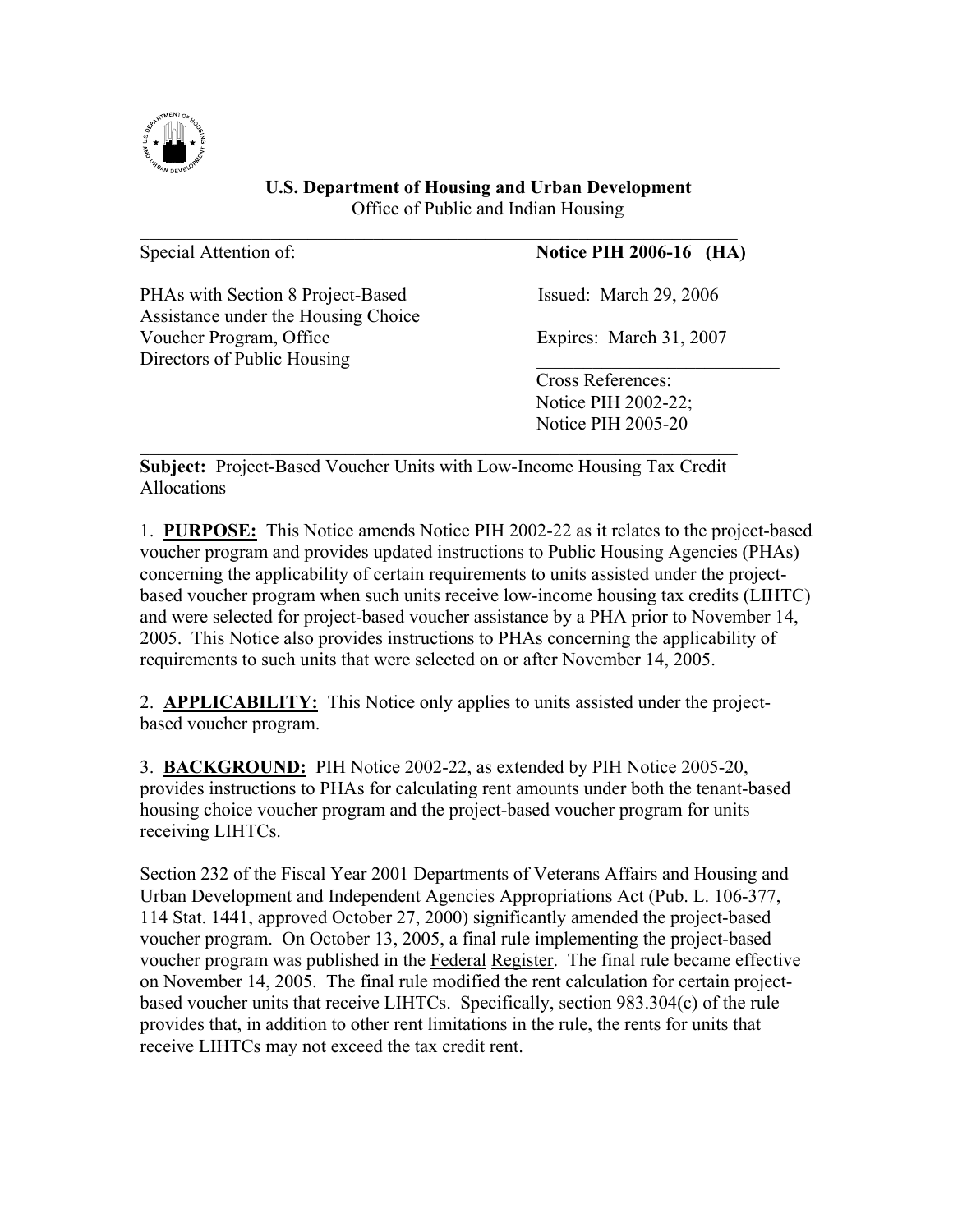**U.S. Department of Housing and Urban Development**
Office of Public and Indian Housing

| Special Attention of: | **Notice PIH 2006-16 (HA)** |
|---|---|
| PHAs with Section 8 Project-Based Assistance under the Housing Choice Voucher Program, Office Directors of Public Housing | Issued: March 29, 2006 |
| | Expires: March 31, 2007 |
| | Cross References: Notice PIH 2002-22; Notice PIH 2005-20 |

**Subject:** Project-Based Voucher Units with Low-Income Housing Tax Credit Allocations

1. **PURPOSE:** This Notice amends Notice PIH 2002-22 as it relates to the project-based voucher program and provides updated instructions to Public Housing Agencies (PHAs) concerning the applicability of certain requirements to units assisted under the project-based voucher program when such units receive low-income housing tax credits (LIHTC) and were selected for project-based voucher assistance by a PHA prior to November 14, 2005. This Notice also provides instructions to PHAs concerning the applicability of requirements to such units that were selected on or after November 14, 2005.

2. **APPLICABILITY:** This Notice only applies to units assisted under the project-based voucher program.

3. **BACKGROUND:** PIH Notice 2002-22, as extended by PIH Notice 2005-20, provides instructions to PHAs for calculating rent amounts under both the tenant-based housing choice voucher program and the project-based voucher program for units receiving LIHTCs.

Section 232 of the Fiscal Year 2001 Departments of Veterans Affairs and Housing and Urban Development and Independent Agencies Appropriations Act (Pub. L. 106-377, 114 Stat. 1441, approved October 27, 2000) significantly amended the project-based voucher program. On October 13, 2005, a final rule implementing the project-based voucher program was published in the Federal Register. The final rule became effective on November 14, 2005. The final rule modified the rent calculation for certain project-based voucher units that receive LIHTCs. Specifically, section 983.304(c) of the rule provides that, in addition to other rent limitations in the rule, the rents for units that receive LIHTCs may not exceed the tax credit rent.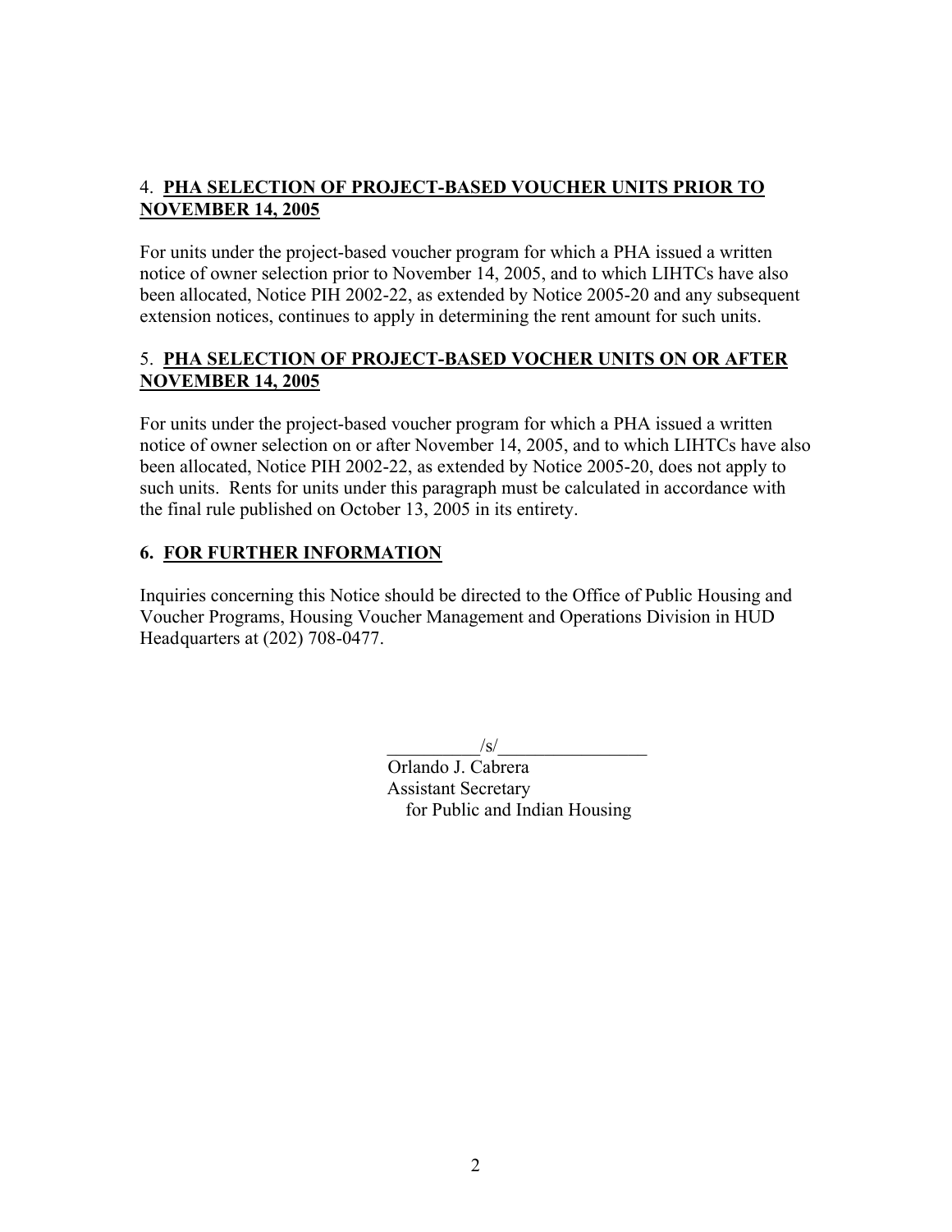## 4. <u>PHA SELECTION OF PROJECT-BASED VOUCHER UNITS PRIOR TO NOVEMBER 14, 2005</u>

For units under the project-based voucher program for which a PHA issued a written notice of owner selection prior to November 14, 2005, and to which LIHTCs have also been allocated, Notice PIH 2002-22, as extended by Notice 2005-20 and any subsequent extension notices, continues to apply in determining the rent amount for such units.

## 5. <u>PHA SELECTION OF PROJECT-BASED VOCHER UNITS ON OR AFTER NOVEMBER 14, 2005</u>

For units under the project-based voucher program for which a PHA issued a written notice of owner selection on or after November 14, 2005, and to which LIHTCs have also been allocated, Notice PIH 2002-22, as extended by Notice 2005-20, does not apply to such units. Rents for units under this paragraph must be calculated in accordance with the final rule published on October 13, 2005 in its entirety.

## 6. <u>FOR FURTHER INFORMATION</u>

Inquiries concerning this Notice should be directed to the Office of Public Housing and Voucher Programs, Housing Voucher Management and Operations Division in HUD Headquarters at (202) 708-0477.

/s/
Orlando J. Cabrera
Assistant Secretary
for Public and Indian Housing